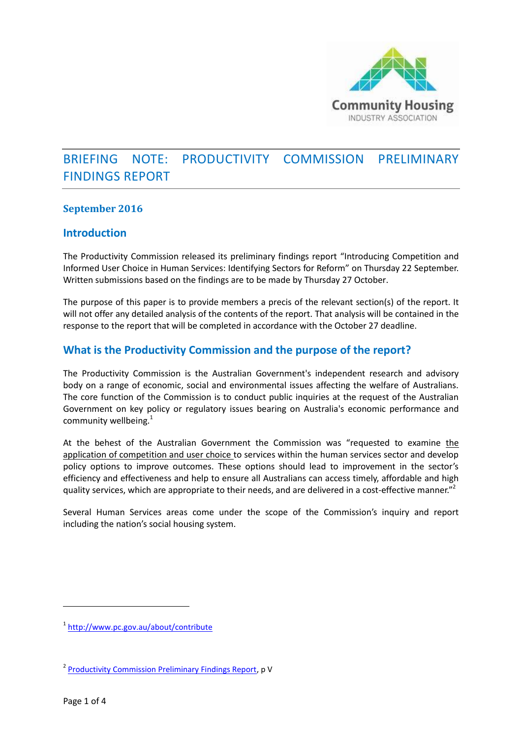Community Housing
INDUSTRY ASSOCIATION

# BRIEFING NOTE: PRODUCTIVITY COMMISSION PRELIMINARY FINDINGS REPORT

**September 2016**

## Introduction

The Productivity Commission released its preliminary findings report "Introducing Competition and Informed User Choice in Human Services: Identifying Sectors for Reform" on Thursday 22 September. Written submissions based on the findings are to be made by Thursday 27 October.

The purpose of this paper is to provide members a precis of the relevant section(s) of the report. It will not offer any detailed analysis of the contents of the report. That analysis will be contained in the response to the report that will be completed in accordance with the October 27 deadline.

## What is the Productivity Commission and the purpose of the report?

The Productivity Commission is the Australian Government's independent research and advisory body on a range of economic, social and environmental issues affecting the welfare of Australians. The core function of the Commission is to conduct public inquiries at the request of the Australian Government on key policy or regulatory issues bearing on Australia's economic performance and community wellbeing.[1]

At the behest of the Australian Government the Commission was "requested to examine the application of competition and user choice to services within the human services sector and develop policy options to improve outcomes. These options should lead to improvement in the sector's efficiency and effectiveness and help to ensure all Australians can access timely, affordable and high quality services, which are appropriate to their needs, and are delivered in a cost-effective manner."[2]

Several Human Services areas come under the scope of the Commission's inquiry and report including the nation's social housing system.

---

[1] http://www.pc.gov.au/about/contribute

[2] Productivity Commission Preliminary Findings Report, p V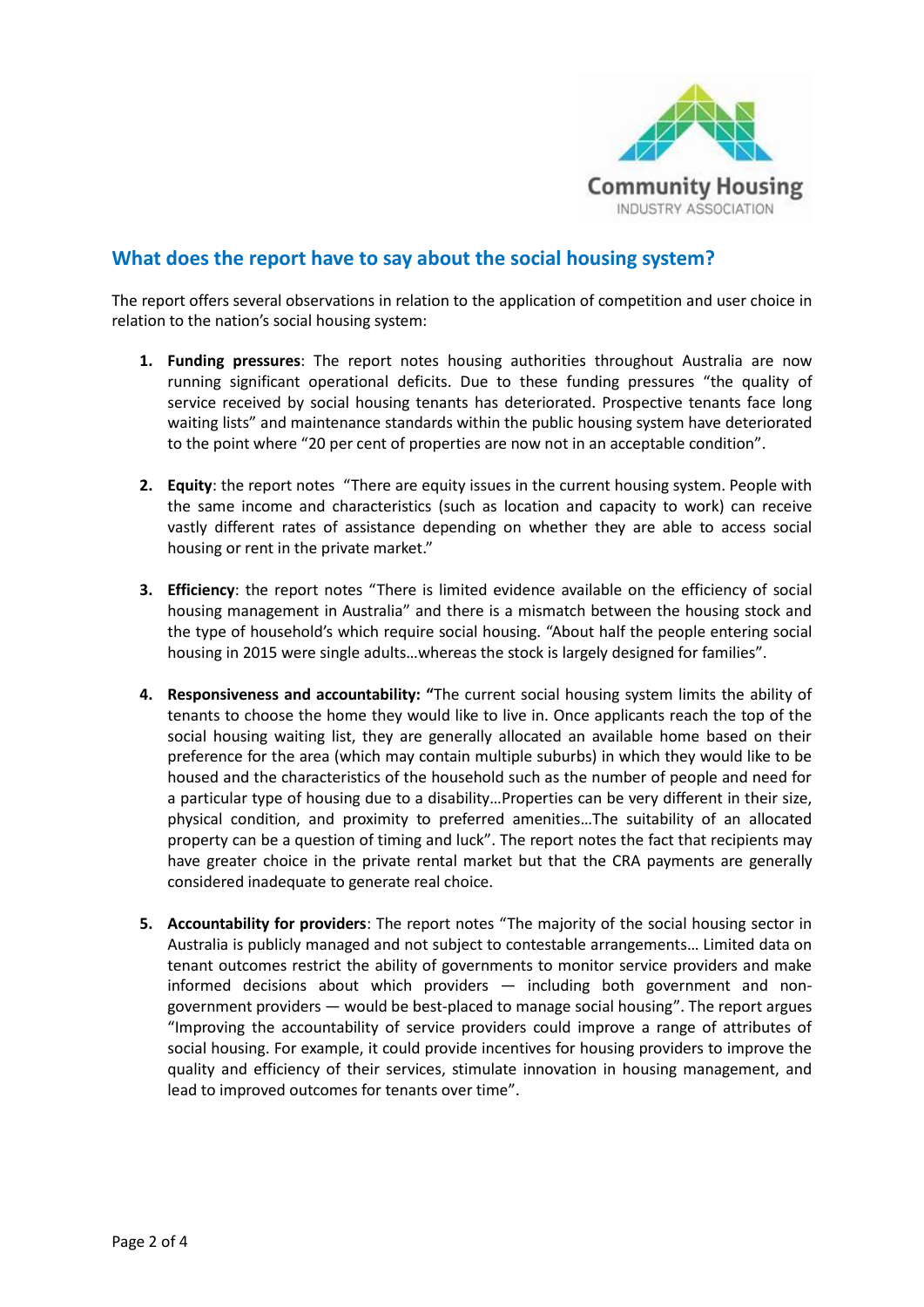## What does the report have to say about the social housing system?

The report offers several observations in relation to the application of competition and user choice in relation to the nation's social housing system:

1. **Funding pressures**: The report notes housing authorities throughout Australia are now running significant operational deficits. Due to these funding pressures "the quality of service received by social housing tenants has deteriorated. Prospective tenants face long waiting lists" and maintenance standards within the public housing system have deteriorated to the point where "20 per cent of properties are now not in an acceptable condition".

2. **Equity**: the report notes "There are equity issues in the current housing system. People with the same income and characteristics (such as location and capacity to work) can receive vastly different rates of assistance depending on whether they are able to access social housing or rent in the private market."

3. **Efficiency**: the report notes "There is limited evidence available on the efficiency of social housing management in Australia" and there is a mismatch between the housing stock and the type of household's which require social housing. "About half the people entering social housing in 2015 were single adults…whereas the stock is largely designed for families".

4. **Responsiveness and accountability: "**The current social housing system limits the ability of tenants to choose the home they would like to live in. Once applicants reach the top of the social housing waiting list, they are generally allocated an available home based on their preference for the area (which may contain multiple suburbs) in which they would like to be housed and the characteristics of the household such as the number of people and need for a particular type of housing due to a disability…Properties can be very different in their size, physical condition, and proximity to preferred amenities…The suitability of an allocated property can be a question of timing and luck". The report notes the fact that recipients may have greater choice in the private rental market but that the CRA payments are generally considered inadequate to generate real choice.

5. **Accountability for providers**: The report notes "The majority of the social housing sector in Australia is publicly managed and not subject to contestable arrangements… Limited data on tenant outcomes restrict the ability of governments to monitor service providers and make informed decisions about which providers — including both government and non-government providers — would be best-placed to manage social housing". The report argues "Improving the accountability of service providers could improve a range of attributes of social housing. For example, it could provide incentives for housing providers to improve the quality and efficiency of their services, stimulate innovation in housing management, and lead to improved outcomes for tenants over time".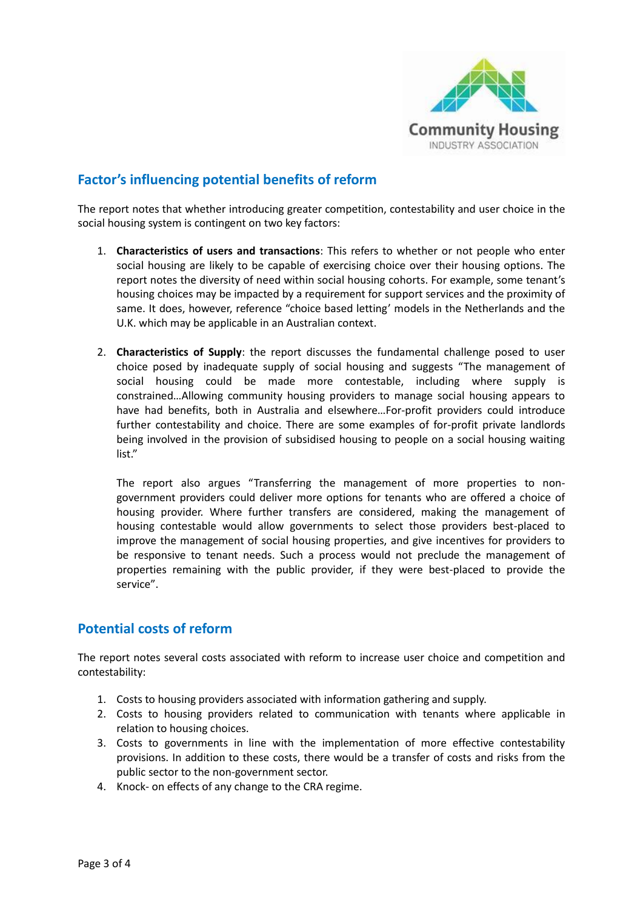## Factor's influencing potential benefits of reform

The report notes that whether introducing greater competition, contestability and user choice in the social housing system is contingent on two key factors:

1. **Characteristics of users and transactions**: This refers to whether or not people who enter social housing are likely to be capable of exercising choice over their housing options. The report notes the diversity of need within social housing cohorts. For example, some tenant's housing choices may be impacted by a requirement for support services and the proximity of same. It does, however, reference "choice based letting' models in the Netherlands and the U.K. which may be applicable in an Australian context.

2. **Characteristics of Supply**: the report discusses the fundamental challenge posed to user choice posed by inadequate supply of social housing and suggests "The management of social housing could be made more contestable, including where supply is constrained…Allowing community housing providers to manage social housing appears to have had benefits, both in Australia and elsewhere…For-profit providers could introduce further contestability and choice. There are some examples of for-profit private landlords being involved in the provision of subsidised housing to people on a social housing waiting list."

   The report also argues "Transferring the management of more properties to non-government providers could deliver more options for tenants who are offered a choice of housing provider. Where further transfers are considered, making the management of housing contestable would allow governments to select those providers best-placed to improve the management of social housing properties, and give incentives for providers to be responsive to tenant needs. Such a process would not preclude the management of properties remaining with the public provider, if they were best-placed to provide the service".

## Potential costs of reform

The report notes several costs associated with reform to increase user choice and competition and contestability:

1. Costs to housing providers associated with information gathering and supply.
2. Costs to housing providers related to communication with tenants where applicable in relation to housing choices.
3. Costs to governments in line with the implementation of more effective contestability provisions. In addition to these costs, there would be a transfer of costs and risks from the public sector to the non-government sector.
4. Knock- on effects of any change to the CRA regime.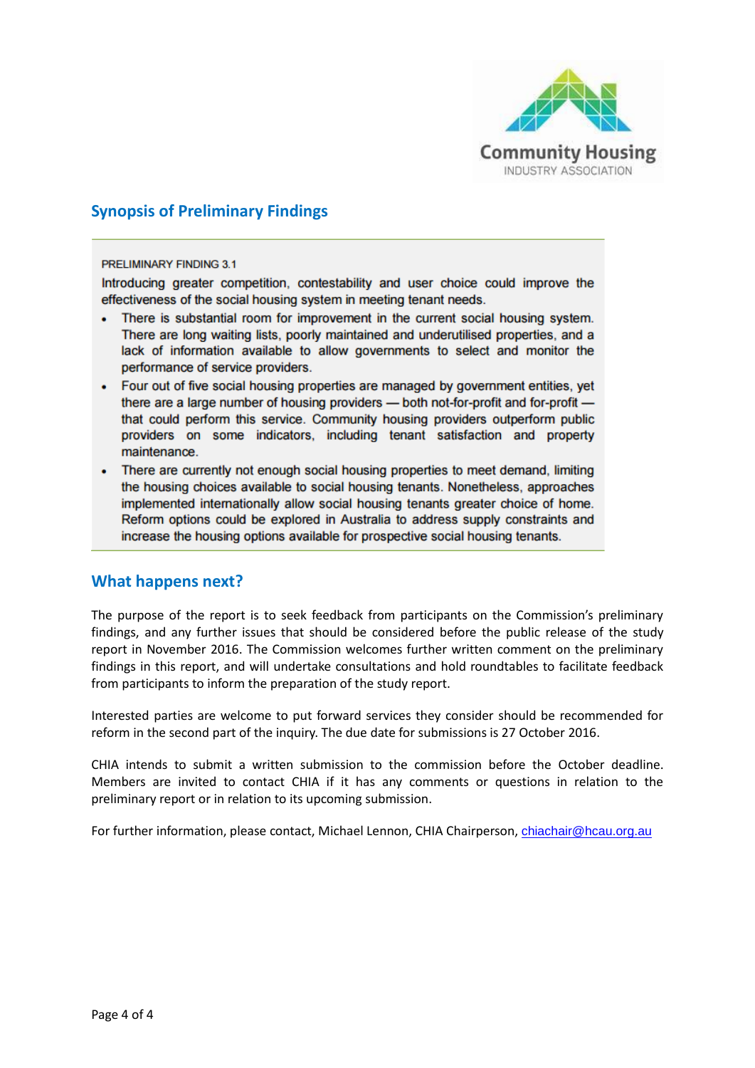## Synopsis of Preliminary Findings

PRELIMINARY FINDING 3.1

Introducing greater competition, contestability and user choice could improve the effectiveness of the social housing system in meeting tenant needs.

- There is substantial room for improvement in the current social housing system. There are long waiting lists, poorly maintained and underutilised properties, and a lack of information available to allow governments to select and monitor the performance of service providers.
- Four out of five social housing properties are managed by government entities, yet there are a large number of housing providers — both not-for-profit and for-profit — that could perform this service. Community housing providers outperform public providers on some indicators, including tenant satisfaction and property maintenance.
- There are currently not enough social housing properties to meet demand, limiting the housing choices available to social housing tenants. Nonetheless, approaches implemented internationally allow social housing tenants greater choice of home. Reform options could be explored in Australia to address supply constraints and increase the housing options available for prospective social housing tenants.

## What happens next?

The purpose of the report is to seek feedback from participants on the Commission's preliminary findings, and any further issues that should be considered before the public release of the study report in November 2016. The Commission welcomes further written comment on the preliminary findings in this report, and will undertake consultations and hold roundtables to facilitate feedback from participants to inform the preparation of the study report.

Interested parties are welcome to put forward services they consider should be recommended for reform in the second part of the inquiry. The due date for submissions is 27 October 2016.

CHIA intends to submit a written submission to the commission before the October deadline. Members are invited to contact CHIA if it has any comments or questions in relation to the preliminary report or in relation to its upcoming submission.

For further information, please contact, Michael Lennon, CHIA Chairperson, chiachair@hcau.org.au